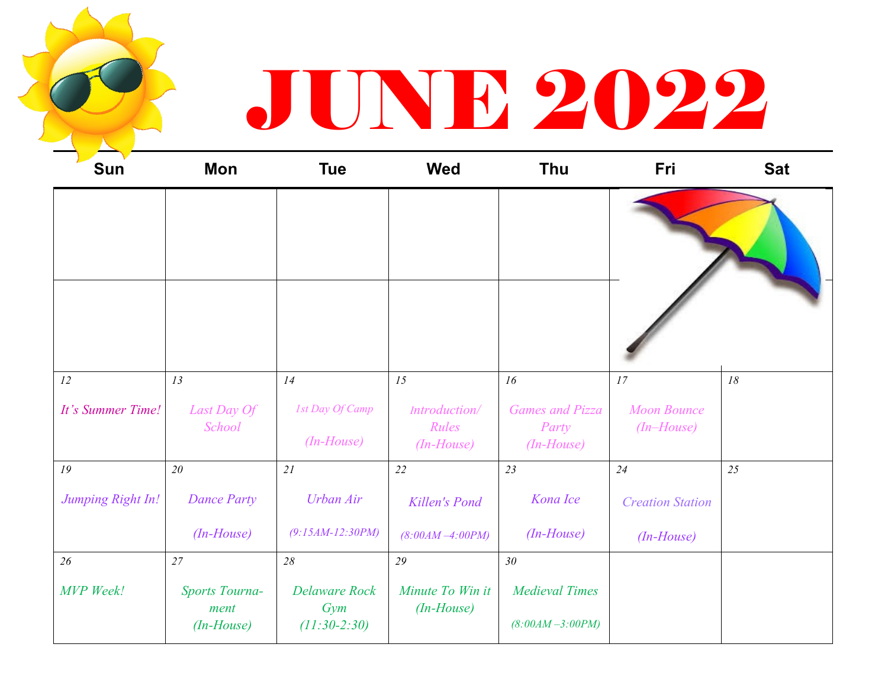# JUNE 2022

| Sun | Mon | Tue | Wed | Thu | Fri | Sat |
|---|---|---|---|---|---|---|
| | | | | | | |
| | | | | | | |
| 12 *It's Summer Time!* | 13 *Last Day Of School* | 14 *1st Day Of Camp (In-House)* | 15 *Introduction/ Rules (In-House)* | 16 *Games and Pizza Party (In-House)* | 17 *Moon Bounce (In–House)* | 18 |
| 19 *Jumping Right In!* | 20 *Dance Party (In-House)* | 21 *Urban Air (9:15AM-12:30PM)* | 22 *Killen's Pond (8:00AM –4:00PM)* | 23 *Kona Ice (In-House)* | 24 *Creation Station (In-House)* | 25 |
| 26 *MVP Week!* | 27 *Sports Tournament (In-House)* | 28 *Delaware Rock Gym (11:30-2:30)* | 29 *Minute To Win it (In-House)* | 30 *Medieval Times (8:00AM –3:00PM)* | | |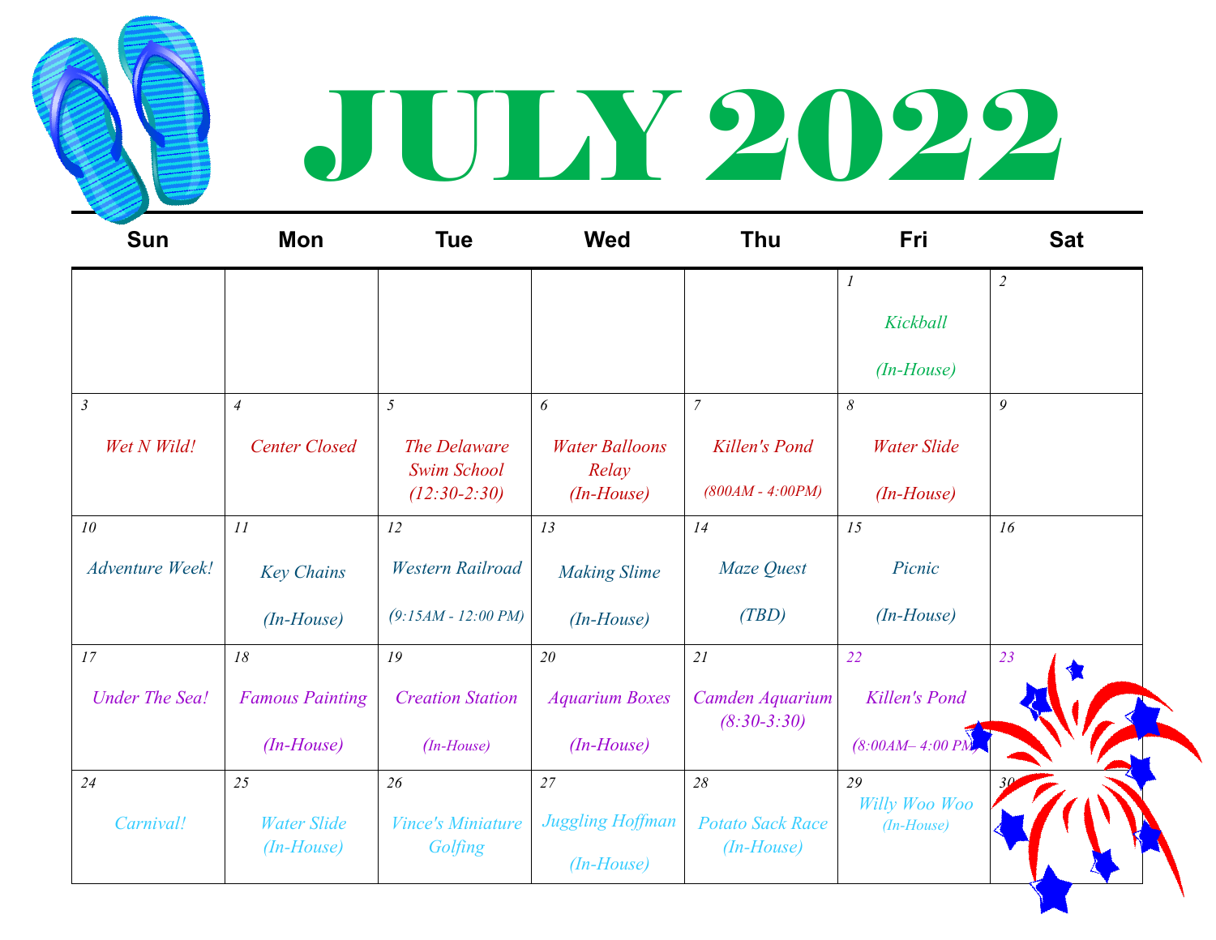# JULY 2022

| Sun | Mon | Tue | Wed | Thu | Fri | Sat |
|---|---|---|---|---|---|---|
| | | | | | 1<br>*Kickball*<br>*(In-House)* | 2 |
| 3<br>*Wet N Wild!* | 4<br>*Center Closed* | 5<br>*The Delaware Swim School (12:30-2:30)* | 6<br>*Water Balloons Relay (In-House)* | 7<br>*Killen's Pond*<br>*(800AM - 4:00PM)* | 8<br>*Water Slide*<br>*(In-House)* | 9 |
| 10<br>*Adventure Week!* | 11<br>*Key Chains*<br>*(In-House)* | 12<br>*Western Railroad*<br>*(9:15AM - 12:00 PM)* | 13<br>*Making Slime*<br>*(In-House)* | 14<br>*Maze Quest*<br>*(TBD)* | 15<br>*Picnic*<br>*(In-House)* | 16 |
| 17<br>*Under The Sea!* | 18<br>*Famous Painting*<br>*(In-House)* | 19<br>*Creation Station*<br>*(In-House)* | 20<br>*Aquarium Boxes*<br>*(In-House)* | 21<br>*Camden Aquarium (8:30-3:30)* | 22<br>*Killen's Pond*<br>*(8:00AM– 4:00 PM)* | 23 |
| 24<br>*Carnival!* | 25<br>*Water Slide (In-House)* | 26<br>*Vince's Miniature Golfing* | 27<br>*Juggling Hoffman*<br>*(In-House)* | 28<br>*Potato Sack Race (In-House)* | 29<br>*Willy Woo Woo*<br>*(In-House)* | 30 |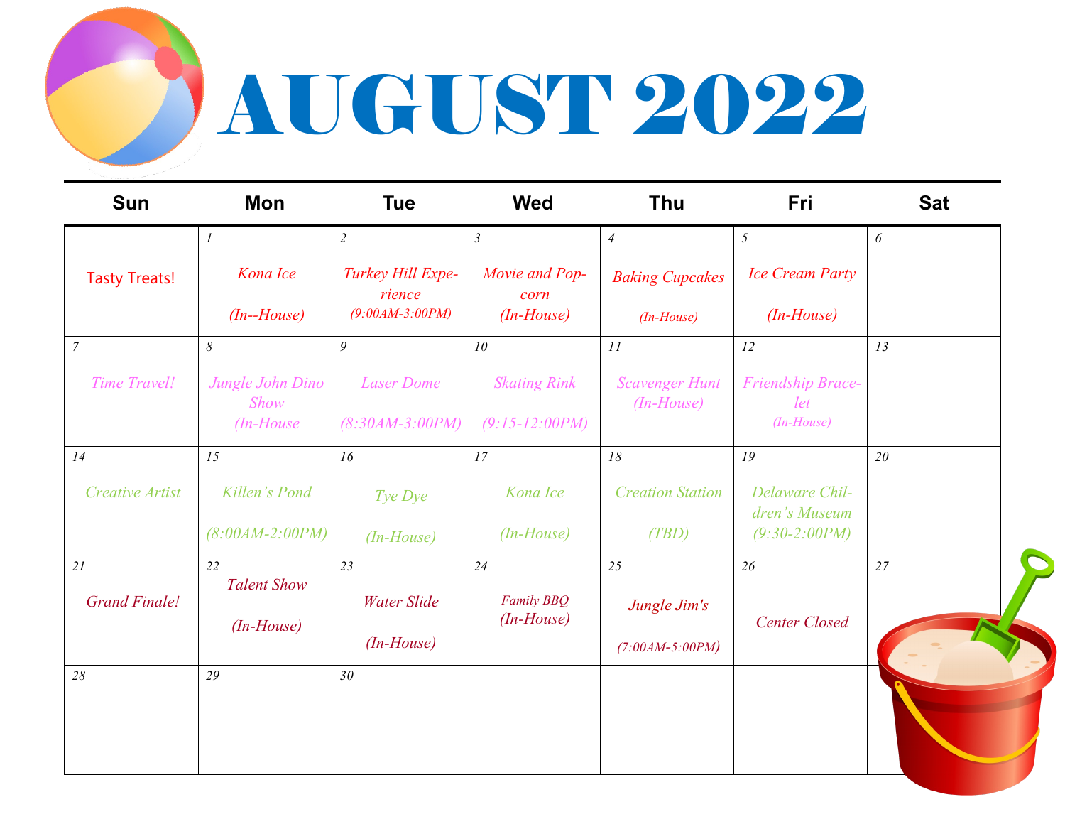# AUGUST 2022

| Sun | Mon | Tue | Wed | Thu | Fri | Sat |
|---|---|---|---|---|---|---|
| Tasty Treats! | 1 *Kona Ice* *(In--House)* | 2 *Turkey Hill Experience* *(9:00AM-3:00PM)* | 3 *Movie and Popcorn* *(In-House)* | 4 *Baking Cupcakes* *(In-House)* | 5 *Ice Cream Party* *(In-House)* | 6 |
| 7 *Time Travel!* | 8 *Jungle John Dino Show* *(In-House* | 9 *Laser Dome* *(8:30AM-3:00PM)* | 10 *Skating Rink* *(9:15-12:00PM)* | 11 *Scavenger Hunt* *(In-House)* | 12 *Friendship Bracelet* *(In-House)* | 13 |
| 14 *Creative Artist* | 15 *Killen's Pond* *(8:00AM-2:00PM)* | 16 *Tye Dye* *(In-House)* | 17 *Kona Ice* *(In-House)* | 18 *Creation Station* *(TBD)* | 19 *Delaware Children's Museum* *(9:30-2:00PM)* | 20 |
| 21 *Grand Finale!* | 22 *Talent Show* *(In-House)* | 23 *Water Slide* *(In-House)* | 24 *Family BBQ* *(In-House)* | 25 *Jungle Jim's* *(7:00AM-5:00PM)* | 26 *Center Closed* | 27 |
| 28 | 29 | 30 | | | | |